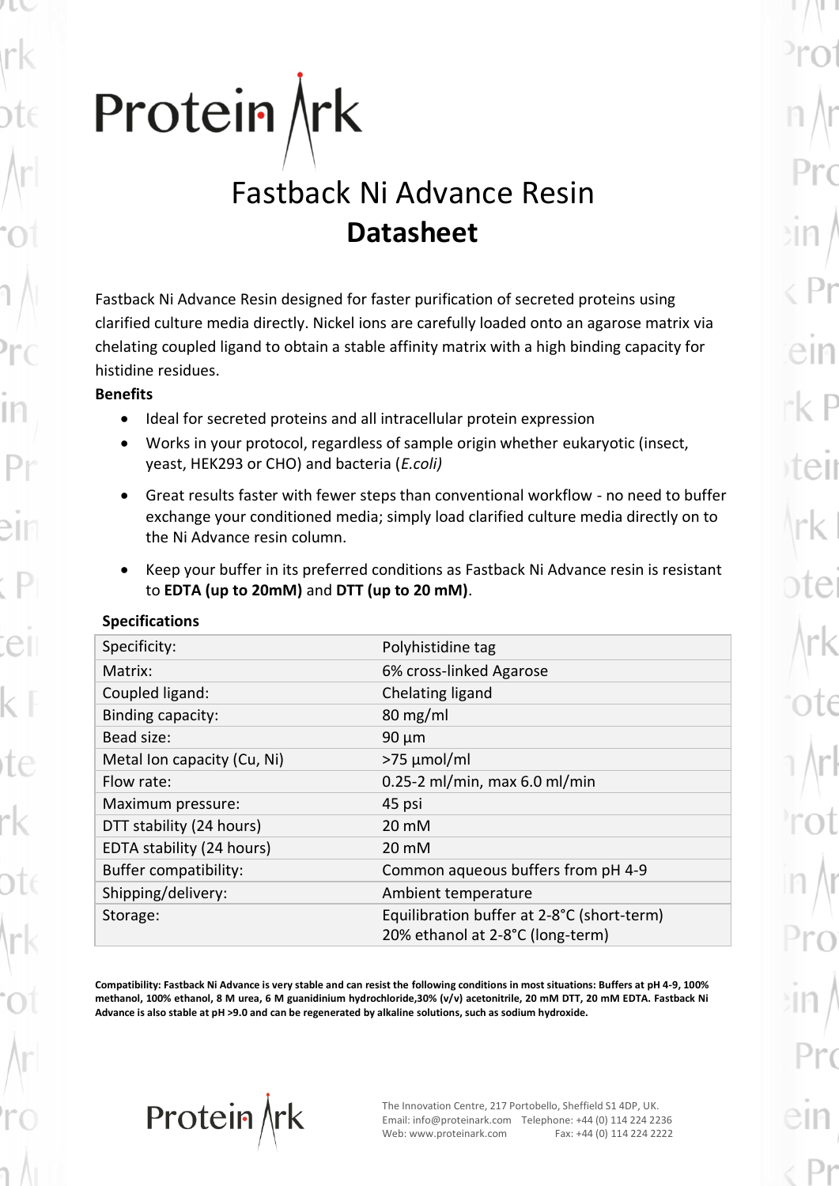# Fastback Ni Advance Resin

## Datasheet

Fastback Ni Advance Resin designed for faster purification of secreted proteins using clarified culture media directly. Nickel ions are carefully loaded onto an agarose matrix via chelating coupled ligand to obtain a stable affinity matrix with a high binding capacity for histidine residues.

### Benefits

- Ideal for secreted proteins and all intracellular protein expression
- Works in your protocol, regardless of sample origin whether eukaryotic (insect, yeast, HEK293 or CHO) and bacteria (*E.coli)*
- Great results faster with fewer steps than conventional workflow - no need to buffer exchange your conditioned media; simply load clarified culture media directly on to the Ni Advance resin column.
- Keep your buffer in its preferred conditions as Fastback Ni Advance resin is resistant to **EDTA (up to 20mM)** and **DTT (up to 20 mM)**.

### Specifications

| | |
|---|---|
| Specificity: | Polyhistidine tag |
| Matrix: | 6% cross-linked Agarose |
| Coupled ligand: | Chelating ligand |
| Binding capacity: | 80 mg/ml |
| Bead size: | 90 µm |
| Metal Ion capacity (Cu, Ni) | >75 µmol/ml |
| Flow rate: | 0.25-2 ml/min, max 6.0 ml/min |
| Maximum pressure: | 45 psi |
| DTT stability (24 hours) | 20 mM |
| EDTA stability (24 hours) | 20 mM |
| Buffer compatibility: | Common aqueous buffers from pH 4-9 |
| Shipping/delivery: | Ambient temperature |
| Storage: | Equilibration buffer at 2-8°C (short-term)<br>20% ethanol at 2-8°C (long-term) |

**Compatibility: Fastback Ni Advance is very stable and can resist the following conditions in most situations: Buffers at pH 4-9, 100% methanol, 100% ethanol, 8 M urea, 6 M guanidinium hydrochloride,30% (v/v) acetonitrile, 20 mM DTT, 20 mM EDTA. Fastback Ni Advance is also stable at pH >9.0 and can be regenerated by alkaline solutions, such as sodium hydroxide.**

The Innovation Centre, 217 Portobello, Sheffield S1 4DP, UK.
Email: info@proteinark.com Telephone: +44 (0) 114 224 2236
Web: www.proteinark.com Fax: +44 (0) 114 224 2222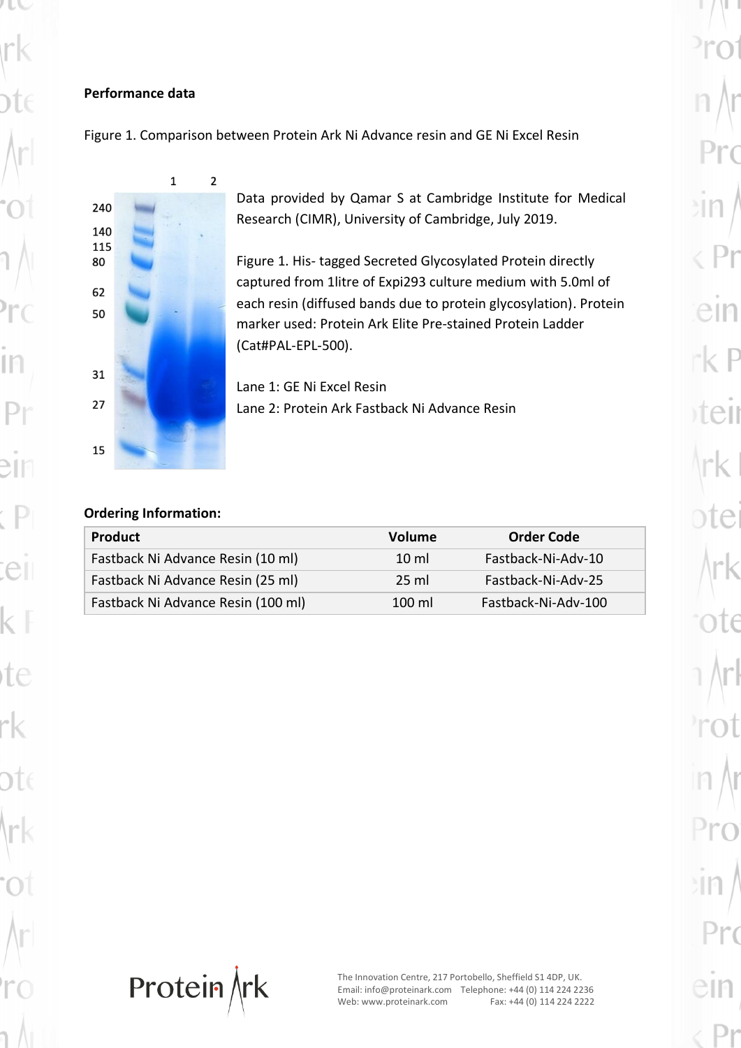**Performance data**

Figure 1. Comparison between Protein Ark Ni Advance resin and GE Ni Excel Resin

1
2
240
140
115
80
62
50
31
27
15

Data provided by Qamar S at Cambridge Institute for Medical Research (CIMR), University of Cambridge, July 2019.

Figure 1. His- tagged Secreted Glycosylated Protein directly captured from 1litre of Expi293 culture medium with 5.0ml of each resin (diffused bands due to protein glycosylation). Protein marker used: Protein Ark Elite Pre-stained Protein Ladder (Cat#PAL-EPL-500).

Lane 1: GE Ni Excel Resin
Lane 2: Protein Ark Fastback Ni Advance Resin

**Ordering Information:**

| Product | Volume | Order Code |
|---|---|---|
| Fastback Ni Advance Resin (10 ml) | 10 ml | Fastback-Ni-Adv-10 |
| Fastback Ni Advance Resin (25 ml) | 25 ml | Fastback-Ni-Adv-25 |
| Fastback Ni Advance Resin (100 ml) | 100 ml | Fastback-Ni-Adv-100 |

Protein Ark

The Innovation Centre, 217 Portobello, Sheffield S1 4DP, UK.
Email: info@proteinark.com Telephone: +44 (0) 114 224 2236
Web: www.proteinark.com Fax: +44 (0) 114 224 2222